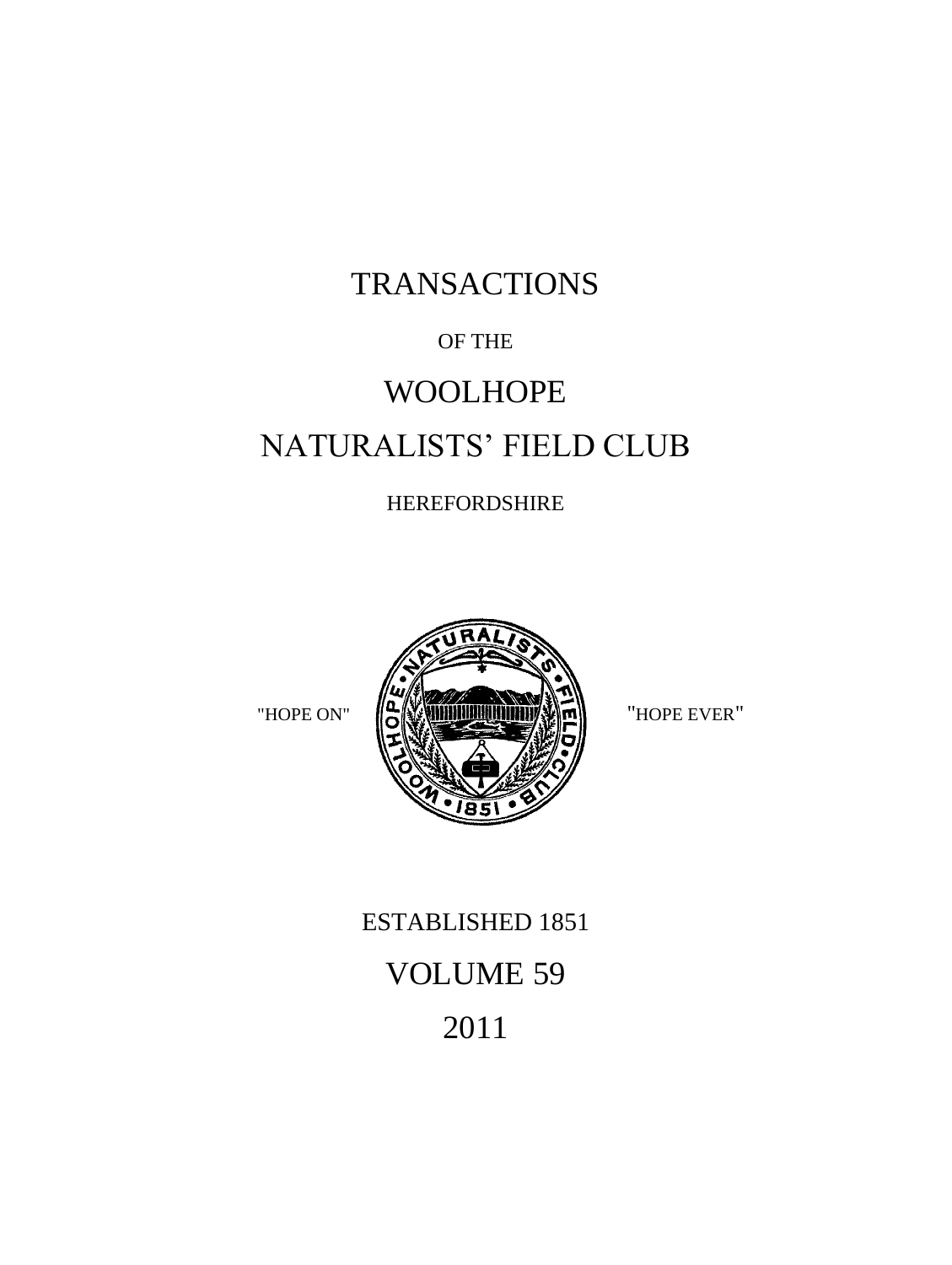# TRANSACTIONS

OF THE

# WOOLHOPE

# NATURALISTS' FIELD CLUB

HEREFORDSHIRE

"HOPE ON" "HOPE EVER"

ESTABLISHED 1851

VOLUME 59

2011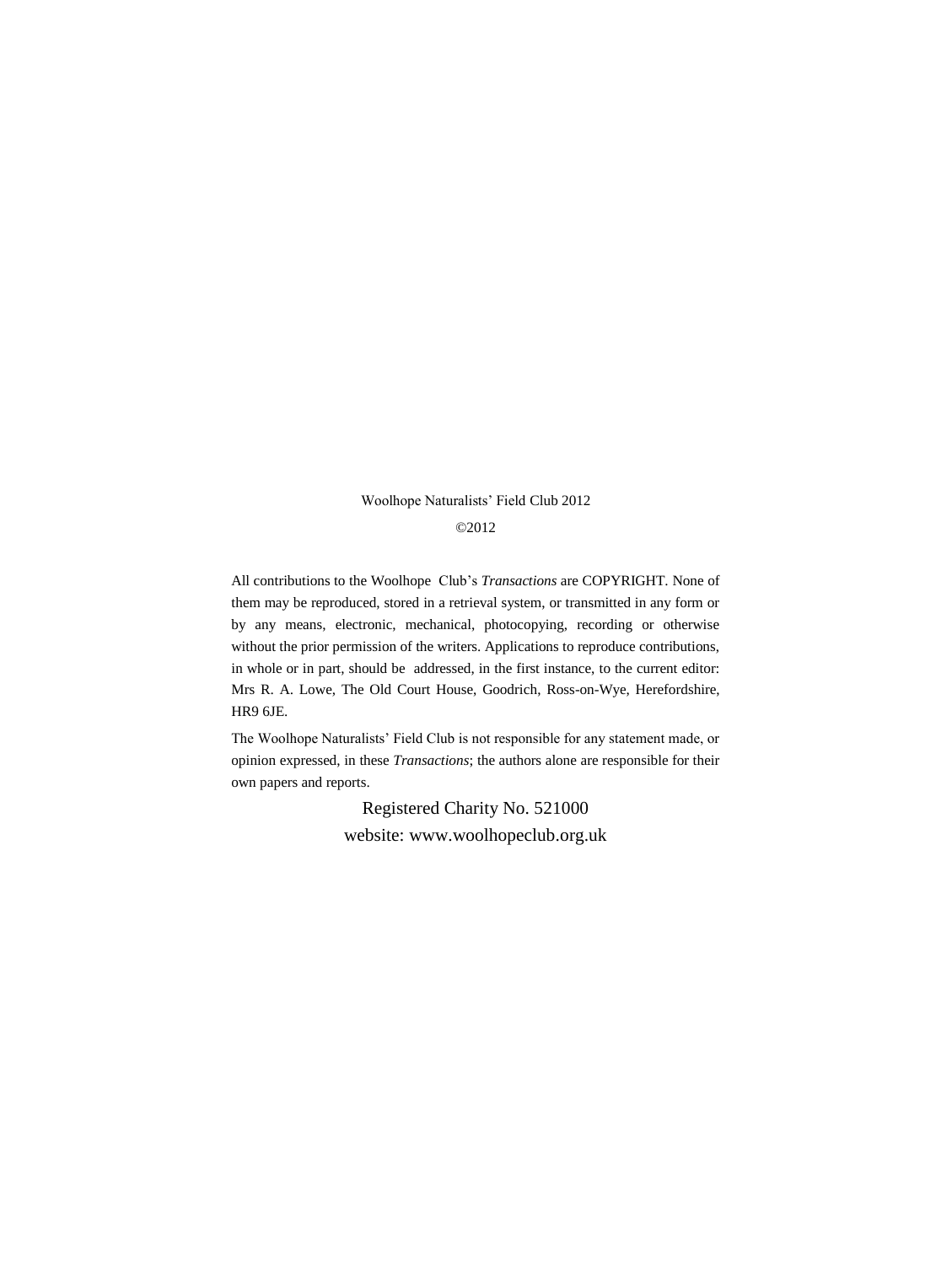Woolhope Naturalists' Field Club 2012

©2012

All contributions to the Woolhope Club's *Transactions* are COPYRIGHT. None of them may be reproduced, stored in a retrieval system, or transmitted in any form or by any means, electronic, mechanical, photocopying, recording or otherwise without the prior permission of the writers. Applications to reproduce contributions, in whole or in part, should be addressed, in the first instance, to the current editor: Mrs R. A. Lowe, The Old Court House, Goodrich, Ross-on-Wye, Herefordshire, HR9 6JE.

The Woolhope Naturalists' Field Club is not responsible for any statement made, or opinion expressed, in these *Transactions*; the authors alone are responsible for their own papers and reports.

Registered Charity No. 521000

website: www.woolhopeclub.org.uk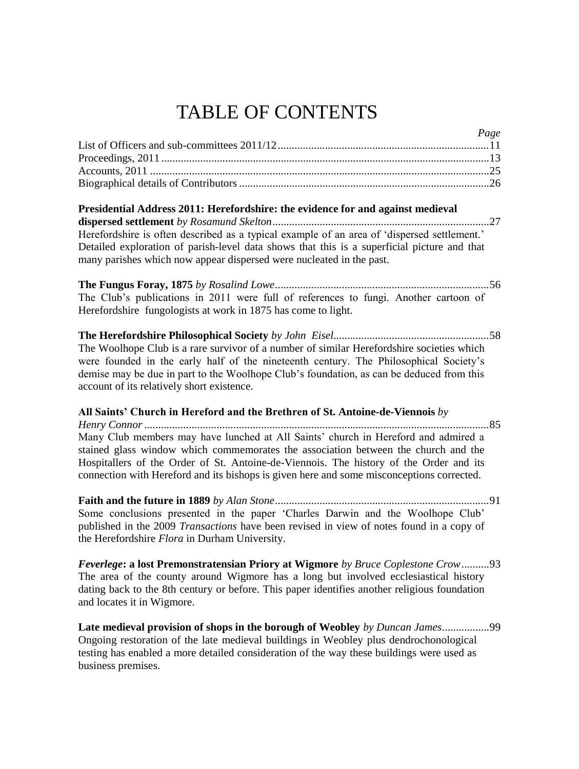# TABLE OF CONTENTS

*Page*

List of Officers and sub-committees 2011/12 ........................................................................... 11
Proceedings, 2011 ........................................................................................................................ 13
Accounts, 2011 ............................................................................................................................. 25
Biographical details of Contributors ........................................................................................... 26

**Presidential Address 2011: Herefordshire: the evidence for and against medieval dispersed settlement** *by Rosamund Skelton* ............................................................................. 27
Herefordshire is often described as a typical example of an area of 'dispersed settlement.' Detailed exploration of parish-level data shows that this is a superficial picture and that many parishes which now appear dispersed were nucleated in the past.

**The Fungus Foray, 1875** *by Rosalind Lowe* ............................................................................. 56
The Club's publications in 2011 were full of references to fungi. Another cartoon of Herefordshire fungologists at work in 1875 has come to light.

**The Herefordshire Philosophical Society** *by John Eisel* ......................................................... 58
The Woolhope Club is a rare survivor of a number of similar Herefordshire societies which were founded in the early half of the nineteenth century. The Philosophical Society's demise may be due in part to the Woolhope Club's foundation, as can be deduced from this account of its relatively short existence.

**All Saints' Church in Hereford and the Brethren of St. Antoine-de-Viennois** *by Henry Connor* ........................................................................................................................... 85
Many Club members may have lunched at All Saints' church in Hereford and admired a stained glass window which commemorates the association between the church and the Hospitallers of the Order of St. Antoine-de-Viennois. The history of the Order and its connection with Hereford and its bishops is given here and some misconceptions corrected.

**Faith and the future in 1889** *by Alan Stone* ............................................................................. 91
Some conclusions presented in the paper 'Charles Darwin and the Woolhope Club' published in the 2009 *Transactions* have been revised in view of notes found in a copy of the Herefordshire *Flora* in Durham University.

***Feverlege*: a lost Premonstratensian Priory at Wigmore** *by Bruce Coplestone Crow* .......... 93
The area of the county around Wigmore has a long but involved ecclesiastical history dating back to the 8th century or before. This paper identifies another religious foundation and locates it in Wigmore.

**Late medieval provision of shops in the borough of Weobley** *by Duncan James* ................. 99
Ongoing restoration of the late medieval buildings in Weobley plus dendrochonological testing has enabled a more detailed consideration of the way these buildings were used as business premises.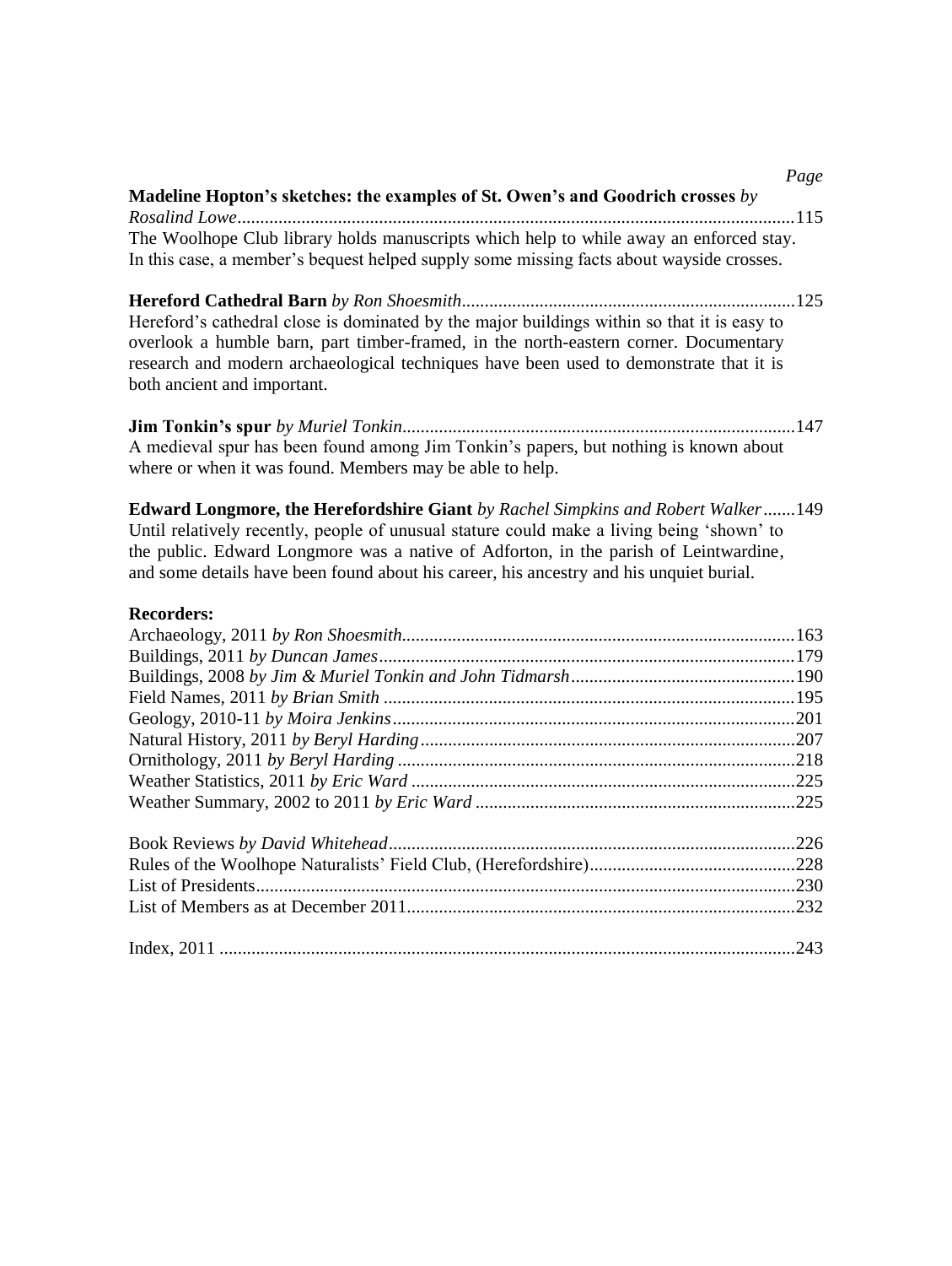*Page*

**Madeline Hopton's sketches: the examples of St. Owen's and Goodrich crosses** *by Rosalind Lowe*..........115
The Woolhope Club library holds manuscripts which help to while away an enforced stay. In this case, a member's bequest helped supply some missing facts about wayside crosses.

**Hereford Cathedral Barn** *by Ron Shoesmith*..........125
Hereford's cathedral close is dominated by the major buildings within so that it is easy to overlook a humble barn, part timber-framed, in the north-eastern corner. Documentary research and modern archaeological techniques have been used to demonstrate that it is both ancient and important.

**Jim Tonkin's spur** *by Muriel Tonkin*..........147
A medieval spur has been found among Jim Tonkin's papers, but nothing is known about where or when it was found. Members may be able to help.

**Edward Longmore, the Herefordshire Giant** *by Rachel Simpkins and Robert Walker*..........149
Until relatively recently, people of unusual stature could make a living being 'shown' to the public. Edward Longmore was a native of Adforton, in the parish of Leintwardine, and some details have been found about his career, his ancestry and his unquiet burial.

**Recorders:**

Archaeology, 2011 *by Ron Shoesmith*..........163
Buildings, 2011 *by Duncan James*..........179
Buildings, 2008 *by Jim & Muriel Tonkin and John Tidmarsh*..........190
Field Names, 2011 *by Brian Smith*..........195
Geology, 2010-11 *by Moira Jenkins*..........201
Natural History, 2011 *by Beryl Harding*..........207
Ornithology, 2011 *by Beryl Harding*..........218
Weather Statistics, 2011 *by Eric Ward*..........225
Weather Summary, 2002 to 2011 *by Eric Ward*..........225

Book Reviews *by David Whitehead*..........226
Rules of the Woolhope Naturalists' Field Club, (Herefordshire)..........228
List of Presidents..........230
List of Members as at December 2011..........232

Index, 2011..........243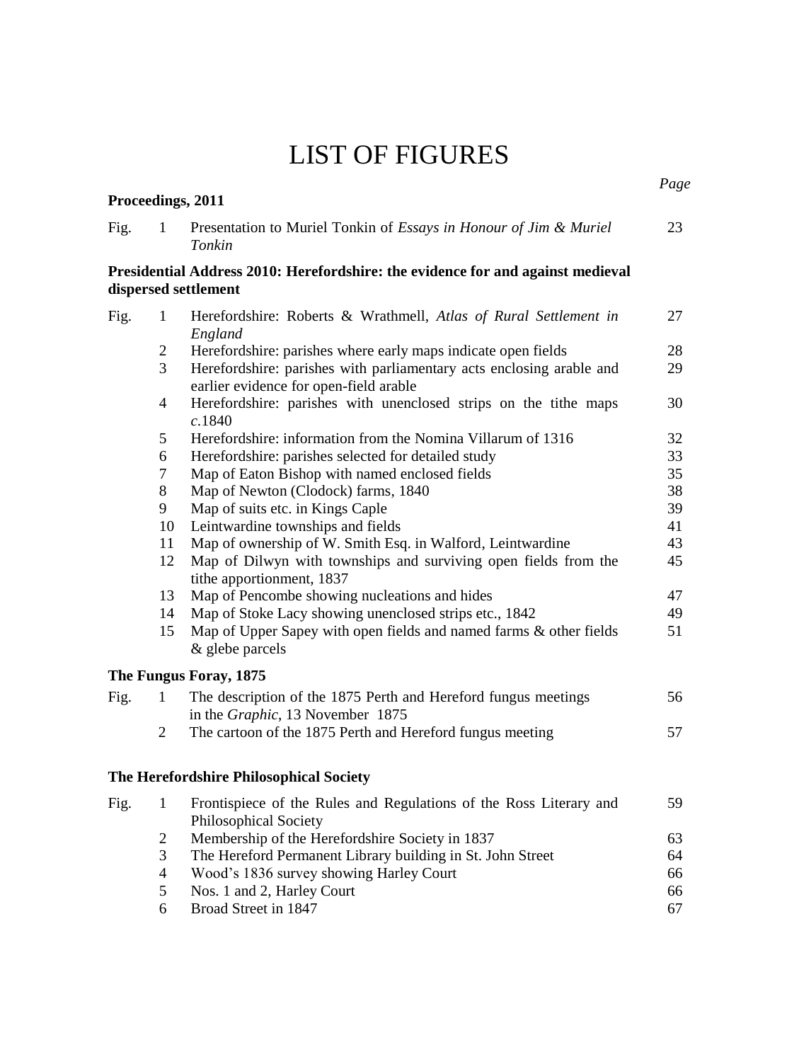# LIST OF FIGURES

**Proceedings, 2011**

| | | | *Page* |
|---|---|---|---|
| Fig. | 1 | Presentation to Muriel Tonkin of *Essays in Honour of Jim & Muriel Tonkin* | 23 |

**Presidential Address 2010: Herefordshire: the evidence for and against medieval dispersed settlement**

| | | | |
|---|---|---|---|
| Fig. | 1 | Herefordshire: Roberts & Wrathmell, *Atlas of Rural Settlement in England* | 27 |
| | 2 | Herefordshire: parishes where early maps indicate open fields | 28 |
| | 3 | Herefordshire: parishes with parliamentary acts enclosing arable and earlier evidence for open-field arable | 29 |
| | 4 | Herefordshire: parishes with unenclosed strips on the tithe maps *c*.1840 | 30 |
| | 5 | Herefordshire: information from the Nomina Villarum of 1316 | 32 |
| | 6 | Herefordshire: parishes selected for detailed study | 33 |
| | 7 | Map of Eaton Bishop with named enclosed fields | 35 |
| | 8 | Map of Newton (Clodock) farms, 1840 | 38 |
| | 9 | Map of suits etc. in Kings Caple | 39 |
| | 10 | Leintwardine townships and fields | 41 |
| | 11 | Map of ownership of W. Smith Esq. in Walford, Leintwardine | 43 |
| | 12 | Map of Dilwyn with townships and surviving open fields from the tithe apportionment, 1837 | 45 |
| | 13 | Map of Pencombe showing nucleations and hides | 47 |
| | 14 | Map of Stoke Lacy showing unenclosed strips etc., 1842 | 49 |
| | 15 | Map of Upper Sapey with open fields and named farms & other fields & glebe parcels | 51 |

**The Fungus Foray, 1875**

| | | | |
|---|---|---|---|
| Fig. | 1 | The description of the 1875 Perth and Hereford fungus meetings in the *Graphic*, 13 November 1875 | 56 |
| | 2 | The cartoon of the 1875 Perth and Hereford fungus meeting | 57 |

**The Herefordshire Philosophical Society**

| | | | |
|---|---|---|---|
| Fig. | 1 | Frontispiece of the Rules and Regulations of the Ross Literary and Philosophical Society | 59 |
| | 2 | Membership of the Herefordshire Society in 1837 | 63 |
| | 3 | The Hereford Permanent Library building in St. John Street | 64 |
| | 4 | Wood's 1836 survey showing Harley Court | 66 |
| | 5 | Nos. 1 and 2, Harley Court | 66 |
| | 6 | Broad Street in 1847 | 67 |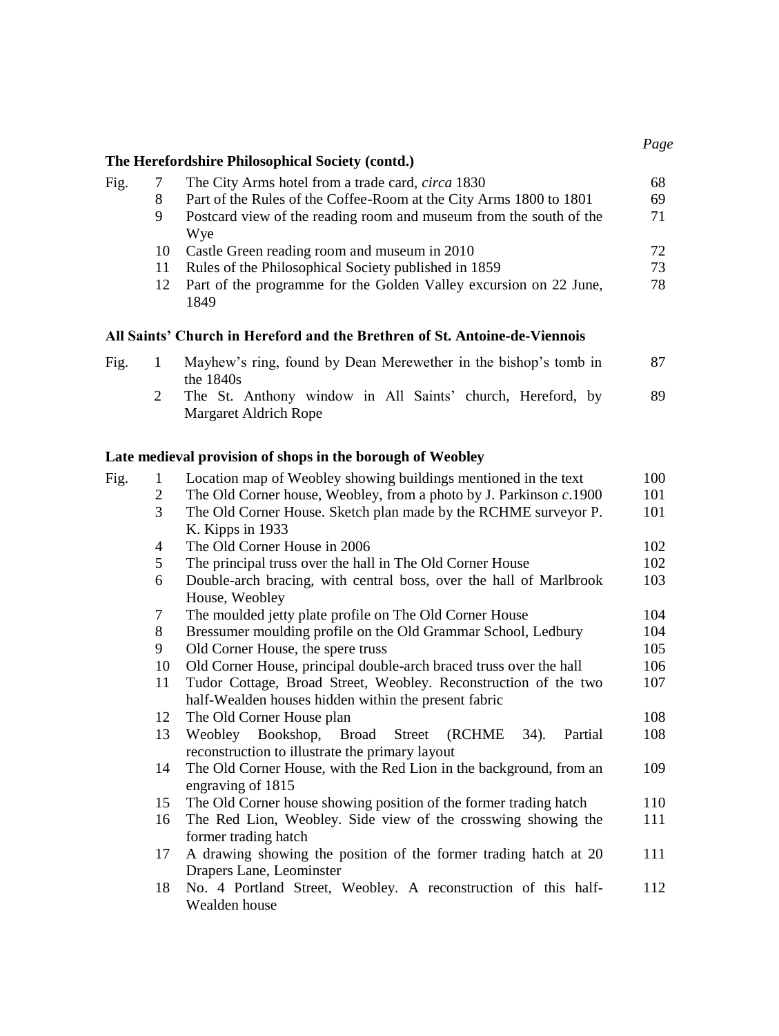**The Herefordshire Philosophical Society (contd.)**

| | | | Page |
|---|---|---|---|
| Fig. | 7 | The City Arms hotel from a trade card, *circa* 1830 | 68 |
| | 8 | Part of the Rules of the Coffee-Room at the City Arms 1800 to 1801 | 69 |
| | 9 | Postcard view of the reading room and museum from the south of the Wye | 71 |
| | 10 | Castle Green reading room and museum in 2010 | 72 |
| | 11 | Rules of the Philosophical Society published in 1859 | 73 |
| | 12 | Part of the programme for the Golden Valley excursion on 22 June, 1849 | 78 |

**All Saints' Church in Hereford and the Brethren of St. Antoine-de-Viennois**

| | | | |
|---|---|---|---|
| Fig. | 1 | Mayhew's ring, found by Dean Merewether in the bishop's tomb in the 1840s | 87 |
| | 2 | The St. Anthony window in All Saints' church, Hereford, by Margaret Aldrich Rope | 89 |

**Late medieval provision of shops in the borough of Weobley**

| | | | |
|---|---|---|---|
| Fig. | 1 | Location map of Weobley showing buildings mentioned in the text | 100 |
| | 2 | The Old Corner house, Weobley, from a photo by J. Parkinson *c*.1900 | 101 |
| | 3 | The Old Corner House. Sketch plan made by the RCHME surveyor P. K. Kipps in 1933 | 101 |
| | 4 | The Old Corner House in 2006 | 102 |
| | 5 | The principal truss over the hall in The Old Corner House | 102 |
| | 6 | Double-arch bracing, with central boss, over the hall of Marlbrook House, Weobley | 103 |
| | 7 | The moulded jetty plate profile on The Old Corner House | 104 |
| | 8 | Bressumer moulding profile on the Old Grammar School, Ledbury | 104 |
| | 9 | Old Corner House, the spere truss | 105 |
| | 10 | Old Corner House, principal double-arch braced truss over the hall | 106 |
| | 11 | Tudor Cottage, Broad Street, Weobley. Reconstruction of the two half-Wealden houses hidden within the present fabric | 107 |
| | 12 | The Old Corner House plan | 108 |
| | 13 | Weobley Bookshop, Broad Street (RCHME 34). Partial reconstruction to illustrate the primary layout | 108 |
| | 14 | The Old Corner House, with the Red Lion in the background, from an engraving of 1815 | 109 |
| | 15 | The Old Corner house showing position of the former trading hatch | 110 |
| | 16 | The Red Lion, Weobley. Side view of the crosswing showing the former trading hatch | 111 |
| | 17 | A drawing showing the position of the former trading hatch at 20 Drapers Lane, Leominster | 111 |
| | 18 | No. 4 Portland Street, Weobley. A reconstruction of this half-Wealden house | 112 |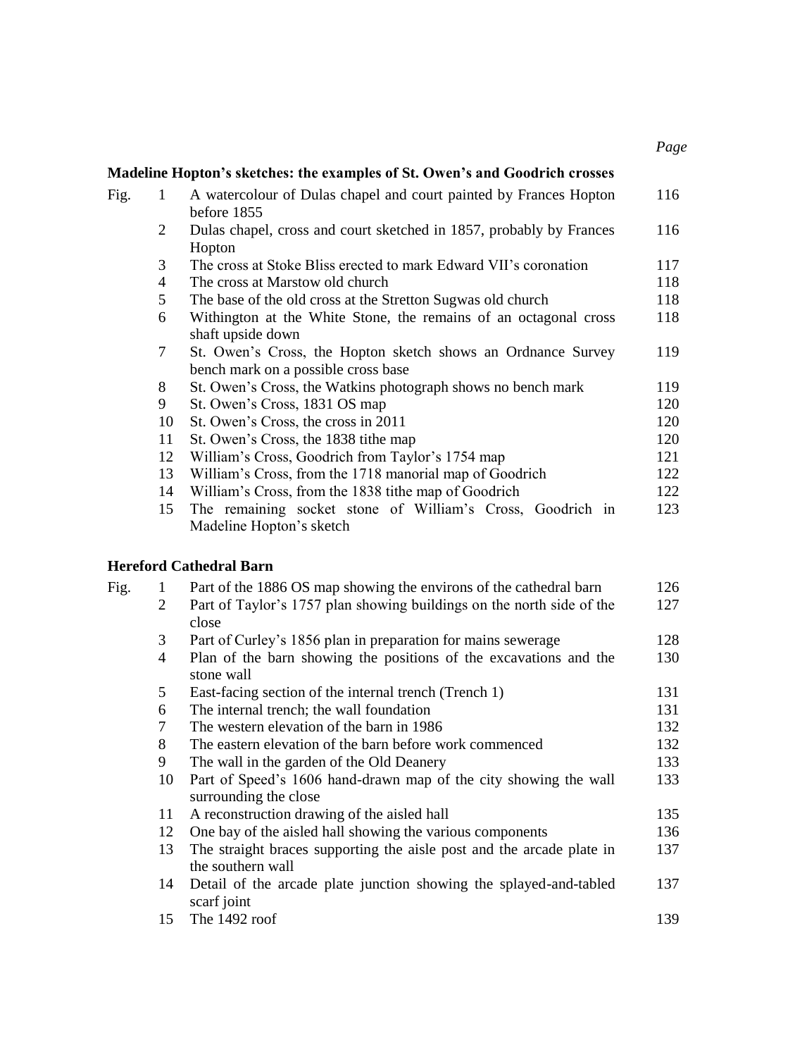*Page*

**Madeline Hopton's sketches: the examples of St. Owen's and Goodrich crosses**

| Fig. | | | Page |
|---|---|---|---|
| Fig. | 1 | A watercolour of Dulas chapel and court painted by Frances Hopton before 1855 | 116 |
| | 2 | Dulas chapel, cross and court sketched in 1857, probably by Frances Hopton | 116 |
| | 3 | The cross at Stoke Bliss erected to mark Edward VII's coronation | 117 |
| | 4 | The cross at Marstow old church | 118 |
| | 5 | The base of the old cross at the Stretton Sugwas old church | 118 |
| | 6 | Withington at the White Stone, the remains of an octagonal cross shaft upside down | 118 |
| | 7 | St. Owen's Cross, the Hopton sketch shows an Ordnance Survey bench mark on a possible cross base | 119 |
| | 8 | St. Owen's Cross, the Watkins photograph shows no bench mark | 119 |
| | 9 | St. Owen's Cross, 1831 OS map | 120 |
| | 10 | St. Owen's Cross, the cross in 2011 | 120 |
| | 11 | St. Owen's Cross, the 1838 tithe map | 120 |
| | 12 | William's Cross, Goodrich from Taylor's 1754 map | 121 |
| | 13 | William's Cross, from the 1718 manorial map of Goodrich | 122 |
| | 14 | William's Cross, from the 1838 tithe map of Goodrich | 122 |
| | 15 | The remaining socket stone of William's Cross, Goodrich in Madeline Hopton's sketch | 123 |

**Hereford Cathedral Barn**

| Fig. | | | Page |
|---|---|---|---|
| Fig. | 1 | Part of the 1886 OS map showing the environs of the cathedral barn | 126 |
| | 2 | Part of Taylor's 1757 plan showing buildings on the north side of the close | 127 |
| | 3 | Part of Curley's 1856 plan in preparation for mains sewerage | 128 |
| | 4 | Plan of the barn showing the positions of the excavations and the stone wall | 130 |
| | 5 | East-facing section of the internal trench (Trench 1) | 131 |
| | 6 | The internal trench; the wall foundation | 131 |
| | 7 | The western elevation of the barn in 1986 | 132 |
| | 8 | The eastern elevation of the barn before work commenced | 132 |
| | 9 | The wall in the garden of the Old Deanery | 133 |
| | 10 | Part of Speed's 1606 hand-drawn map of the city showing the wall surrounding the close | 133 |
| | 11 | A reconstruction drawing of the aisled hall | 135 |
| | 12 | One bay of the aisled hall showing the various components | 136 |
| | 13 | The straight braces supporting the aisle post and the arcade plate in the southern wall | 137 |
| | 14 | Detail of the arcade plate junction showing the splayed-and-tabled scarf joint | 137 |
| | 15 | The 1492 roof | 139 |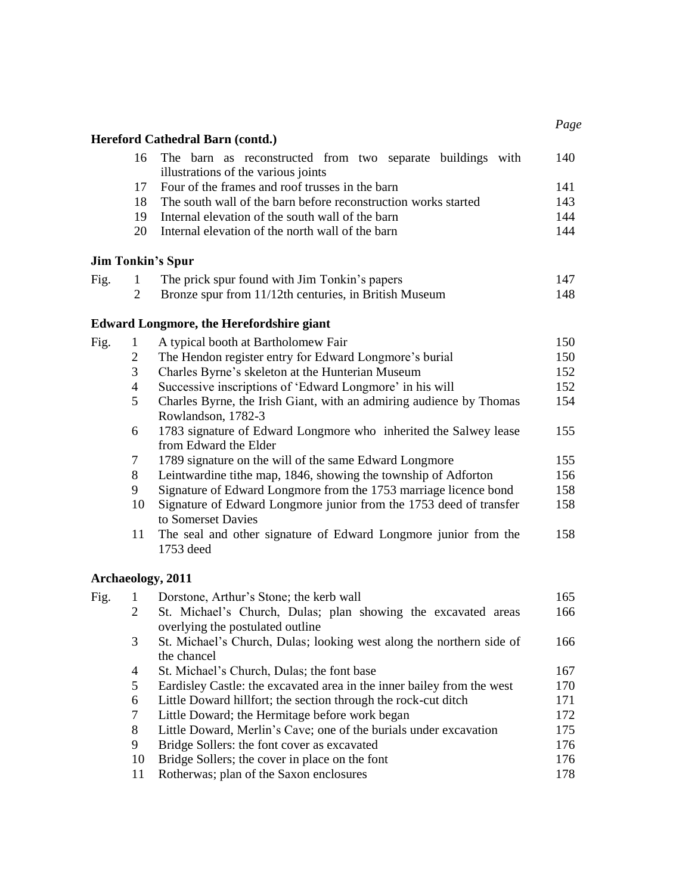| | | | *Page* |
|---|---|---|---|
| **Hereford Cathedral Barn (contd.)** | | | |
| | 16 | The barn as reconstructed from two separate buildings with illustrations of the various joints | 140 |
| | 17 | Four of the frames and roof trusses in the barn | 141 |
| | 18 | The south wall of the barn before reconstruction works started | 143 |
| | 19 | Internal elevation of the south wall of the barn | 144 |
| | 20 | Internal elevation of the north wall of the barn | 144 |
| **Jim Tonkin's Spur** | | | |
| Fig. | 1 | The prick spur found with Jim Tonkin's papers | 147 |
| | 2 | Bronze spur from 11/12th centuries, in British Museum | 148 |
| **Edward Longmore, the Herefordshire giant** | | | |
| Fig. | 1 | A typical booth at Bartholomew Fair | 150 |
| | 2 | The Hendon register entry for Edward Longmore's burial | 150 |
| | 3 | Charles Byrne's skeleton at the Hunterian Museum | 152 |
| | 4 | Successive inscriptions of 'Edward Longmore' in his will | 152 |
| | 5 | Charles Byrne, the Irish Giant, with an admiring audience by Thomas Rowlandson, 1782-3 | 154 |
| | 6 | 1783 signature of Edward Longmore who inherited the Salwey lease from Edward the Elder | 155 |
| | 7 | 1789 signature on the will of the same Edward Longmore | 155 |
| | 8 | Leintwardine tithe map, 1846, showing the township of Adforton | 156 |
| | 9 | Signature of Edward Longmore from the 1753 marriage licence bond | 158 |
| | 10 | Signature of Edward Longmore junior from the 1753 deed of transfer to Somerset Davies | 158 |
| | 11 | The seal and other signature of Edward Longmore junior from the 1753 deed | 158 |
| **Archaeology, 2011** | | | |
| Fig. | 1 | Dorstone, Arthur's Stone; the kerb wall | 165 |
| | 2 | St. Michael's Church, Dulas; plan showing the excavated areas overlying the postulated outline | 166 |
| | 3 | St. Michael's Church, Dulas; looking west along the northern side of the chancel | 166 |
| | 4 | St. Michael's Church, Dulas; the font base | 167 |
| | 5 | Eardisley Castle: the excavated area in the inner bailey from the west | 170 |
| | 6 | Little Doward hillfort; the section through the rock-cut ditch | 171 |
| | 7 | Little Doward; the Hermitage before work began | 172 |
| | 8 | Little Doward, Merlin's Cave; one of the burials under excavation | 175 |
| | 9 | Bridge Sollers: the font cover as excavated | 176 |
| | 10 | Bridge Sollers; the cover in place on the font | 176 |
| | 11 | Rotherwas; plan of the Saxon enclosures | 178 |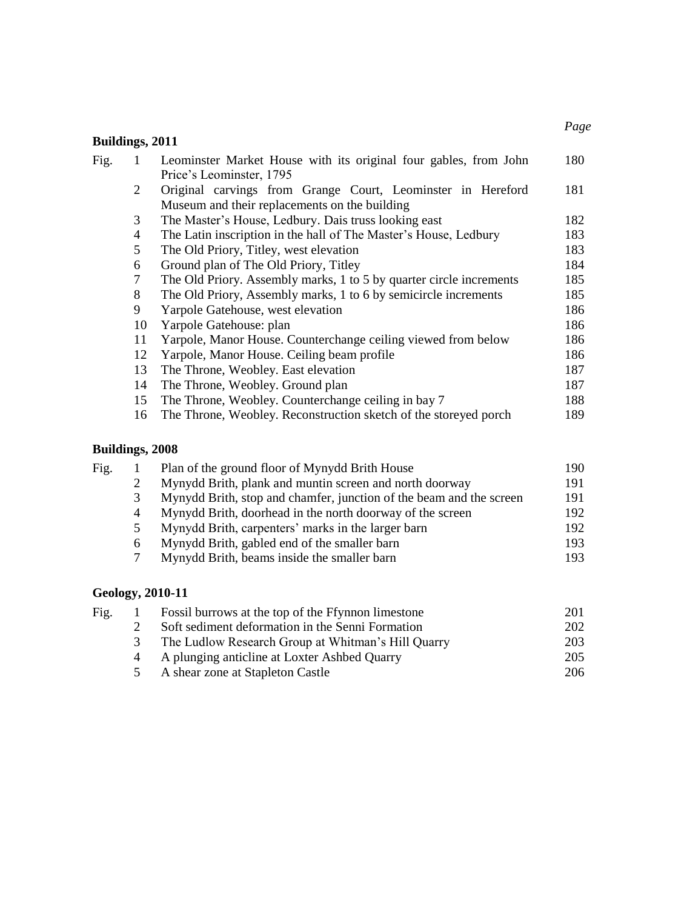*Page*

**Buildings, 2011**

| | | | |
|---|---|---|---|
| Fig. | 1 | Leominster Market House with its original four gables, from John Price's Leominster, 1795 | 180 |
| | 2 | Original carvings from Grange Court, Leominster in Hereford Museum and their replacements on the building | 181 |
| | 3 | The Master's House, Ledbury. Dais truss looking east | 182 |
| | 4 | The Latin inscription in the hall of The Master's House, Ledbury | 183 |
| | 5 | The Old Priory, Titley, west elevation | 183 |
| | 6 | Ground plan of The Old Priory, Titley | 184 |
| | 7 | The Old Priory. Assembly marks, 1 to 5 by quarter circle increments | 185 |
| | 8 | The Old Priory, Assembly marks, 1 to 6 by semicircle increments | 185 |
| | 9 | Yarpole Gatehouse, west elevation | 186 |
| | 10 | Yarpole Gatehouse: plan | 186 |
| | 11 | Yarpole, Manor House. Counterchange ceiling viewed from below | 186 |
| | 12 | Yarpole, Manor House. Ceiling beam profile | 186 |
| | 13 | The Throne, Weobley. East elevation | 187 |
| | 14 | The Throne, Weobley. Ground plan | 187 |
| | 15 | The Throne, Weobley. Counterchange ceiling in bay 7 | 188 |
| | 16 | The Throne, Weobley. Reconstruction sketch of the storeyed porch | 189 |

**Buildings, 2008**

| | | | |
|---|---|---|---|
| Fig. | 1 | Plan of the ground floor of Mynydd Brith House | 190 |
| | 2 | Mynydd Brith, plank and muntin screen and north doorway | 191 |
| | 3 | Mynydd Brith, stop and chamfer, junction of the beam and the screen | 191 |
| | 4 | Mynydd Brith, doorhead in the north doorway of the screen | 192 |
| | 5 | Mynydd Brith, carpenters' marks in the larger barn | 192 |
| | 6 | Mynydd Brith, gabled end of the smaller barn | 193 |
| | 7 | Mynydd Brith, beams inside the smaller barn | 193 |

**Geology, 2010-11**

| | | | |
|---|---|---|---|
| Fig. | 1 | Fossil burrows at the top of the Ffynnon limestone | 201 |
| | 2 | Soft sediment deformation in the Senni Formation | 202 |
| | 3 | The Ludlow Research Group at Whitman's Hill Quarry | 203 |
| | 4 | A plunging anticline at Loxter Ashbed Quarry | 205 |
| | 5 | A shear zone at Stapleton Castle | 206 |